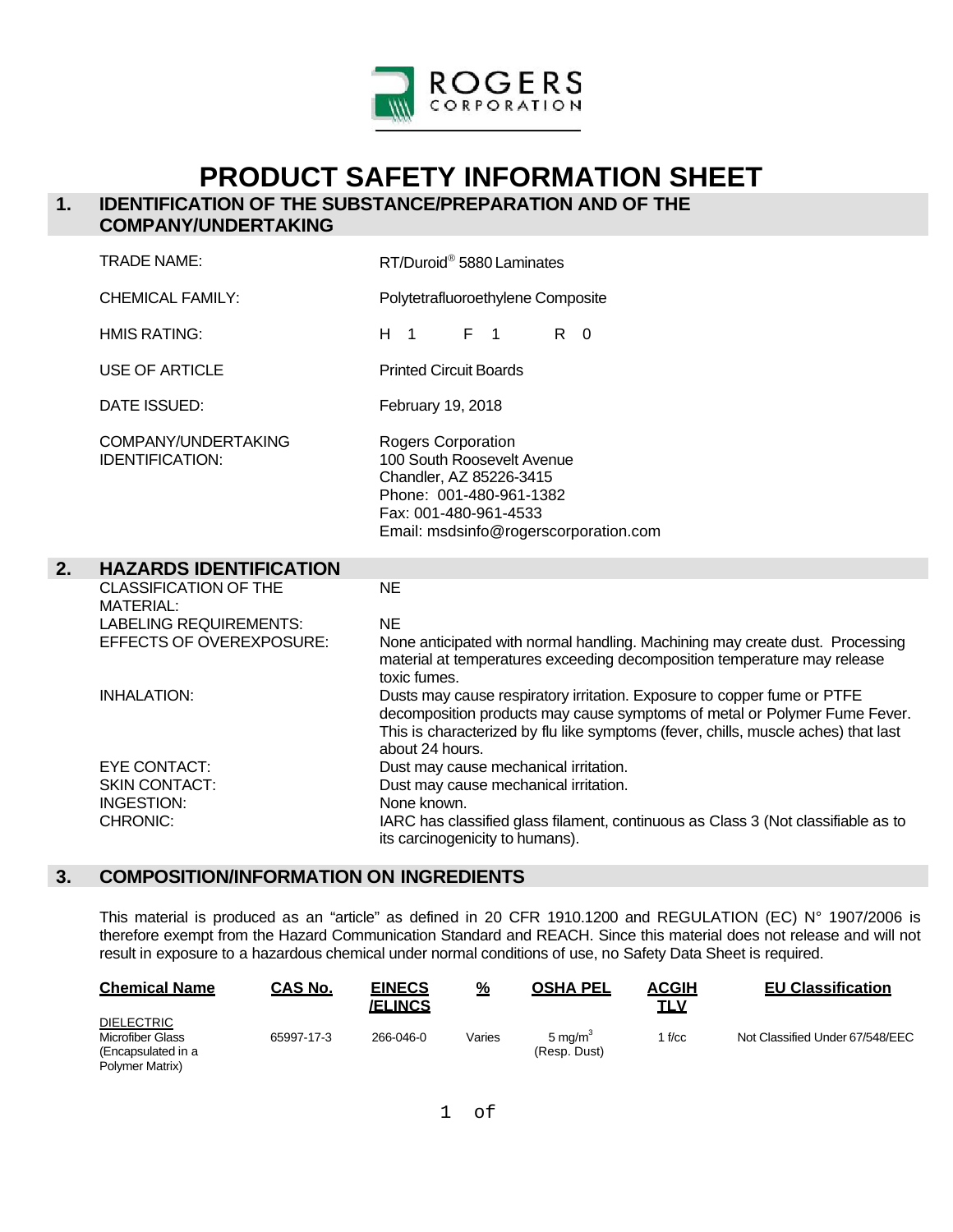ROGERS CORPORATION

# PRODUCT SAFETY INFORMATION SHEET

## 1. IDENTIFICATION OF THE SUBSTANCE/PREPARATION AND OF THE COMPANY/UNDERTAKING

| | |
|---|---|
| TRADE NAME: | RT/Duroid® 5880 Laminates |
| CHEMICAL FAMILY: | Polytetrafluoroethylene Composite |
| HMIS RATING: | H 1 F 1 R 0 |
| USE OF ARTICLE | Printed Circuit Boards |
| DATE ISSUED: | February 19, 2018 |
| COMPANY/UNDERTAKING IDENTIFICATION: | Rogers Corporation<br>100 South Roosevelt Avenue<br>Chandler, AZ 85226-3415<br>Phone: 001-480-961-1382<br>Fax: 001-480-961-4533<br>Email: msdsinfo@rogerscorporation.com |

## 2. HAZARDS IDENTIFICATION

| | |
|---|---|
| CLASSIFICATION OF THE MATERIAL: | NE |
| LABELING REQUIREMENTS: | NE |
| EFFECTS OF OVEREXPOSURE: | None anticipated with normal handling. Machining may create dust. Processing material at temperatures exceeding decomposition temperature may release toxic fumes. |
| INHALATION: | Dusts may cause respiratory irritation. Exposure to copper fume or PTFE decomposition products may cause symptoms of metal or Polymer Fume Fever. This is characterized by flu like symptoms (fever, chills, muscle aches) that last about 24 hours. |
| EYE CONTACT: | Dust may cause mechanical irritation. |
| SKIN CONTACT: | Dust may cause mechanical irritation. |
| INGESTION: | None known. |
| CHRONIC: | IARC has classified glass filament, continuous as Class 3 (Not classifiable as to its carcinogenicity to humans). |

## 3. COMPOSITION/INFORMATION ON INGREDIENTS

This material is produced as an "article" as defined in 20 CFR 1910.1200 and REGULATION (EC) N° 1907/2006 is therefore exempt from the Hazard Communication Standard and REACH. Since this material does not release and will not result in exposure to a hazardous chemical under normal conditions of use, no Safety Data Sheet is required.

| Chemical Name | CAS No. | EINECS /ELINCS | % | OSHA PEL | ACGIH TLV | EU Classification |
|---|---|---|---|---|---|---|
| DIELECTRIC<br>Microfiber Glass (Encapsulated in a Polymer Matrix) | 65997-17-3 | 266-046-0 | Varies | 5 $mg/m^3$ (Resp. Dust) | 1 f/cc | Not Classified Under 67/548/EEC |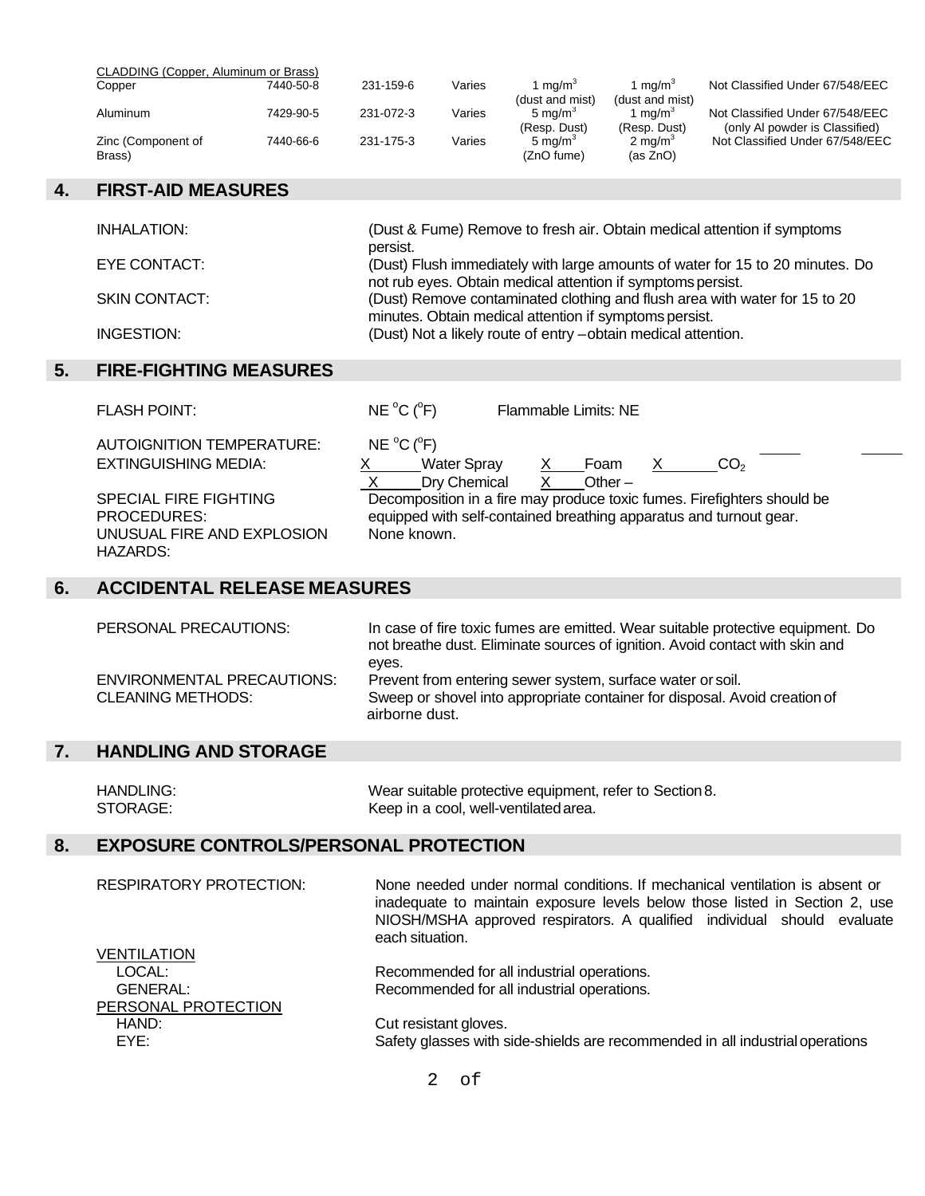| CLADDING (Copper, Aluminum or Brass) | | | | | | |
|---|---|---|---|---|---|---|
| Copper | 7440-50-8 | 231-159-6 | Varies | 1 mg/m$^3$ (dust and mist) | 1 mg/m$^3$ (dust and mist) | Not Classified Under 67/548/EEC |
| Aluminum | 7429-90-5 | 231-072-3 | Varies | 5 mg/m$^3$ (Resp. Dust) | 1 mg/m$^3$ (Resp. Dust) | Not Classified Under 67/548/EEC (only Al powder is Classified) |
| Zinc (Component of Brass) | 7440-66-6 | 231-175-3 | Varies | 5 mg/m$^3$ (ZnO fume) | 2 mg/m$^3$ (as ZnO) | Not Classified Under 67/548/EEC |

## 4. FIRST-AID MEASURES

INHALATION: (Dust & Fume) Remove to fresh air. Obtain medical attention if symptoms persist.

EYE CONTACT: (Dust) Flush immediately with large amounts of water for 15 to 20 minutes. Do not rub eyes. Obtain medical attention if symptoms persist.

SKIN CONTACT: (Dust) Remove contaminated clothing and flush area with water for 15 to 20 minutes. Obtain medical attention if symptoms persist.

INGESTION: (Dust) Not a likely route of entry – obtain medical attention.

## 5. FIRE-FIGHTING MEASURES

FLASH POINT: NE °C (°F) Flammable Limits: NE

AUTOIGNITION TEMPERATURE: NE °C (°F)

EXTINGUISHING MEDIA: X Water Spray X Foam X $CO_2$ X Dry Chemical X Other –

SPECIAL FIRE FIGHTING PROCEDURES: Decomposition in a fire may produce toxic fumes. Firefighters should be equipped with self-contained breathing apparatus and turnout gear.

UNUSUAL FIRE AND EXPLOSION HAZARDS: None known.

## 6. ACCIDENTAL RELEASE MEASURES

PERSONAL PRECAUTIONS: In case of fire toxic fumes are emitted. Wear suitable protective equipment. Do not breathe dust. Eliminate sources of ignition. Avoid contact with skin and eyes.

ENVIRONMENTAL PRECAUTIONS: Prevent from entering sewer system, surface water or soil.

CLEANING METHODS: Sweep or shovel into appropriate container for disposal. Avoid creation of airborne dust.

## 7. HANDLING AND STORAGE

HANDLING: Wear suitable protective equipment, refer to Section 8.

STORAGE: Keep in a cool, well-ventilated area.

## 8. EXPOSURE CONTROLS/PERSONAL PROTECTION

RESPIRATORY PROTECTION: None needed under normal conditions. If mechanical ventilation is absent or inadequate to maintain exposure levels below those listed in Section 2, use NIOSH/MSHA approved respirators. A qualified individual should evaluate each situation.

VENTILATION

LOCAL: Recommended for all industrial operations.

GENERAL: Recommended for all industrial operations.

PERSONAL PROTECTION

HAND: Cut resistant gloves.

EYE: Safety glasses with side-shields are recommended in all industrial operations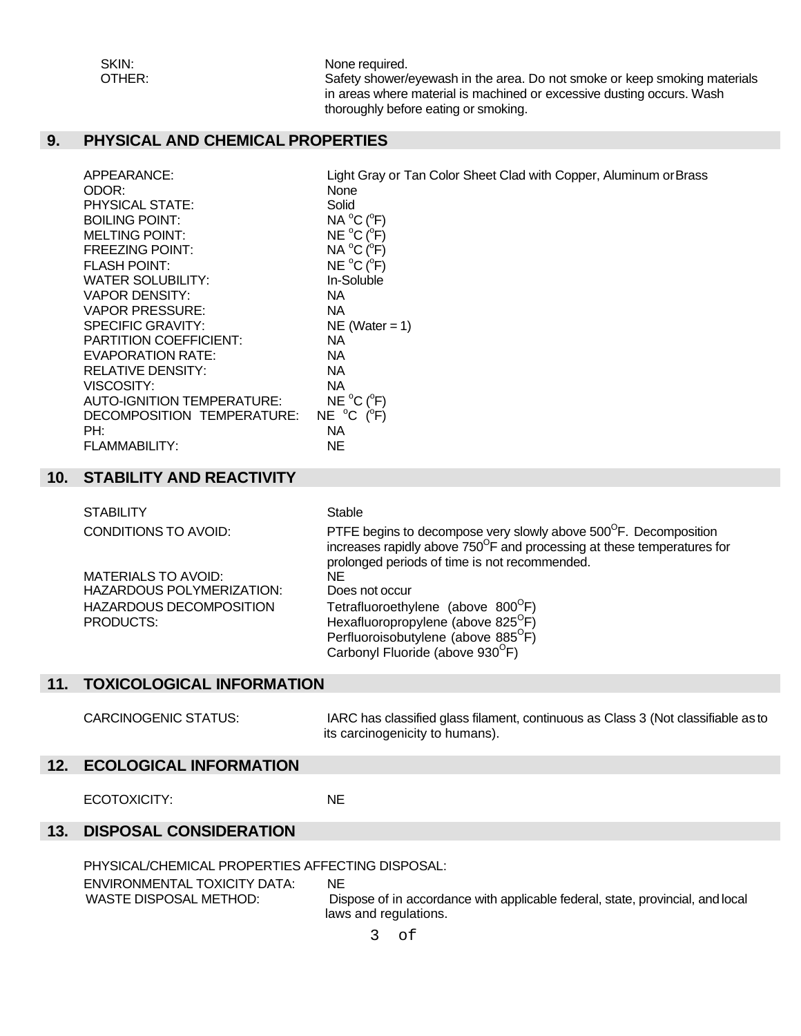| | |
|---|---|
| SKIN: | None required. |
| OTHER: | Safety shower/eyewash in the area. Do not smoke or keep smoking materials in areas where material is machined or excessive dusting occurs. Wash thoroughly before eating or smoking. |

## 9. PHYSICAL AND CHEMICAL PROPERTIES

| | |
|---|---|
| APPEARANCE: | Light Gray or Tan Color Sheet Clad with Copper, Aluminum or Brass |
| ODOR: | None |
| PHYSICAL STATE: | Solid |
| BOILING POINT: | NA $^{o}$C ($^{o}$F) |
| MELTING POINT: | NE $^{o}$C ($^{o}$F) |
| FREEZING POINT: | NA $^{o}$C ($^{o}$F) |
| FLASH POINT: | NE $^{o}$C ($^{o}$F) |
| WATER SOLUBILITY: | In-Soluble |
| VAPOR DENSITY: | NA |
| VAPOR PRESSURE: | NA |
| SPECIFIC GRAVITY: | NE (Water = 1) |
| PARTITION COEFFICIENT: | NA |
| EVAPORATION RATE: | NA |
| RELATIVE DENSITY: | NA |
| VISCOSITY: | NA |
| AUTO-IGNITION TEMPERATURE: | NE $^{o}$C ($^{o}$F) |
| DECOMPOSITION TEMPERATURE: | NE $^{o}$C ($^{o}$F) |
| PH: | NA |
| FLAMMABILITY: | NE |

## 10. STABILITY AND REACTIVITY

| | |
|---|---|
| STABILITY | Stable |
| CONDITIONS TO AVOID: | PTFE begins to decompose very slowly above 500$^{O}$F. Decomposition increases rapidly above 750$^{O}$F and processing at these temperatures for prolonged periods of time is not recommended. |
| MATERIALS TO AVOID: | NE |
| HAZARDOUS POLYMERIZATION: | Does not occur |
| HAZARDOUS DECOMPOSITION PRODUCTS: | Tetrafluoroethylene (above 800$^{O}$F)<br>Hexafluoropropylene (above 825$^{O}$F)<br>Perfluoroisobutylene (above 885$^{O}$F)<br>Carbonyl Fluoride (above 930$^{O}$F) |

## 11. TOXICOLOGICAL INFORMATION

| | |
|---|---|
| CARCINOGENIC STATUS: | IARC has classified glass filament, continuous as Class 3 (Not classifiable as to its carcinogenicity to humans). |

## 12. ECOLOGICAL INFORMATION

| | |
|---|---|
| ECOTOXICITY: | NE |

## 13. DISPOSAL CONSIDERATION

PHYSICAL/CHEMICAL PROPERTIES AFFECTING DISPOSAL:

| | |
|---|---|
| ENVIRONMENTAL TOXICITY DATA: | NE |
| WASTE DISPOSAL METHOD: | Dispose of in accordance with applicable federal, state, provincial, and local laws and regulations. |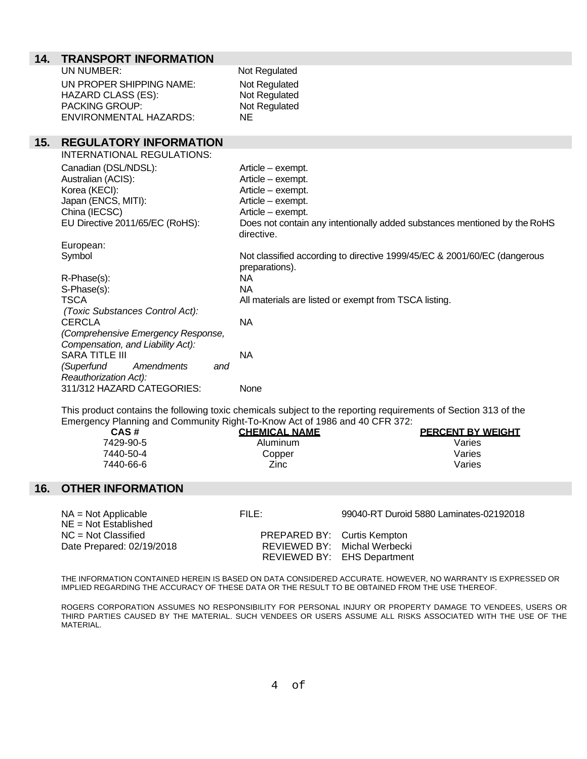## 14. TRANSPORT INFORMATION

| | |
|---|---|
| UN NUMBER: | Not Regulated |
| UN PROPER SHIPPING NAME: | Not Regulated |
| HAZARD CLASS (ES): | Not Regulated |
| PACKING GROUP: | Not Regulated |
| ENVIRONMENTAL HAZARDS: | NE |

## 15. REGULATORY INFORMATION

INTERNATIONAL REGULATIONS:

| | |
|---|---|
| Canadian (DSL/NDSL): | Article – exempt. |
| Australian (ACIS): | Article – exempt. |
| Korea (KECI): | Article – exempt. |
| Japan (ENCS, MITI): | Article – exempt. |
| China (IECSC) | Article – exempt. |
| EU Directive 2011/65/EC (RoHS): | Does not contain any intentionally added substances mentioned by the RoHS directive. |
| European: | |
| Symbol | Not classified according to directive 1999/45/EC & 2001/60/EC (dangerous preparations). |
| R-Phase(s): | NA |
| S-Phase(s): | NA |
| TSCA *(Toxic Substances Control Act):* | All materials are listed or exempt from TSCA listing. |
| CERCLA *(Comprehensive Emergency Response, Compensation, and Liability Act):* | NA |
| SARA TITLE III *(Superfund Amendments and Reauthorization Act):* | NA |
| 311/312 HAZARD CATEGORIES: | None |

This product contains the following toxic chemicals subject to the reporting requirements of Section 313 of the Emergency Planning and Community Right-To-Know Act of 1986 and 40 CFR 372:

| CAS # | CHEMICAL NAME | PERCENT BY WEIGHT |
|---|---|---|
| 7429-90-5 | Aluminum | Varies |
| 7440-50-4 | Copper | Varies |
| 7440-66-6 | Zinc | Varies |

## 16. OTHER INFORMATION

NA = Not Applicable
NE = Not Established
NC = Not Classified
Date Prepared: 02/19/2018

FILE: 99040-RT Duroid 5880 Laminates-02192018

PREPARED BY: Curtis Kempton
REVIEWED BY: Michal Werbecki
REVIEWED BY: EHS Department

THE INFORMATION CONTAINED HEREIN IS BASED ON DATA CONSIDERED ACCURATE. HOWEVER, NO WARRANTY IS EXPRESSED OR IMPLIED REGARDING THE ACCURACY OF THESE DATA OR THE RESULT TO BE OBTAINED FROM THE USE THEREOF.

ROGERS CORPORATION ASSUMES NO RESPONSIBILITY FOR PERSONAL INJURY OR PROPERTY DAMAGE TO VENDEES, USERS OR THIRD PARTIES CAUSED BY THE MATERIAL. SUCH VENDEES OR USERS ASSUME ALL RISKS ASSOCIATED WITH THE USE OF THE MATERIAL.